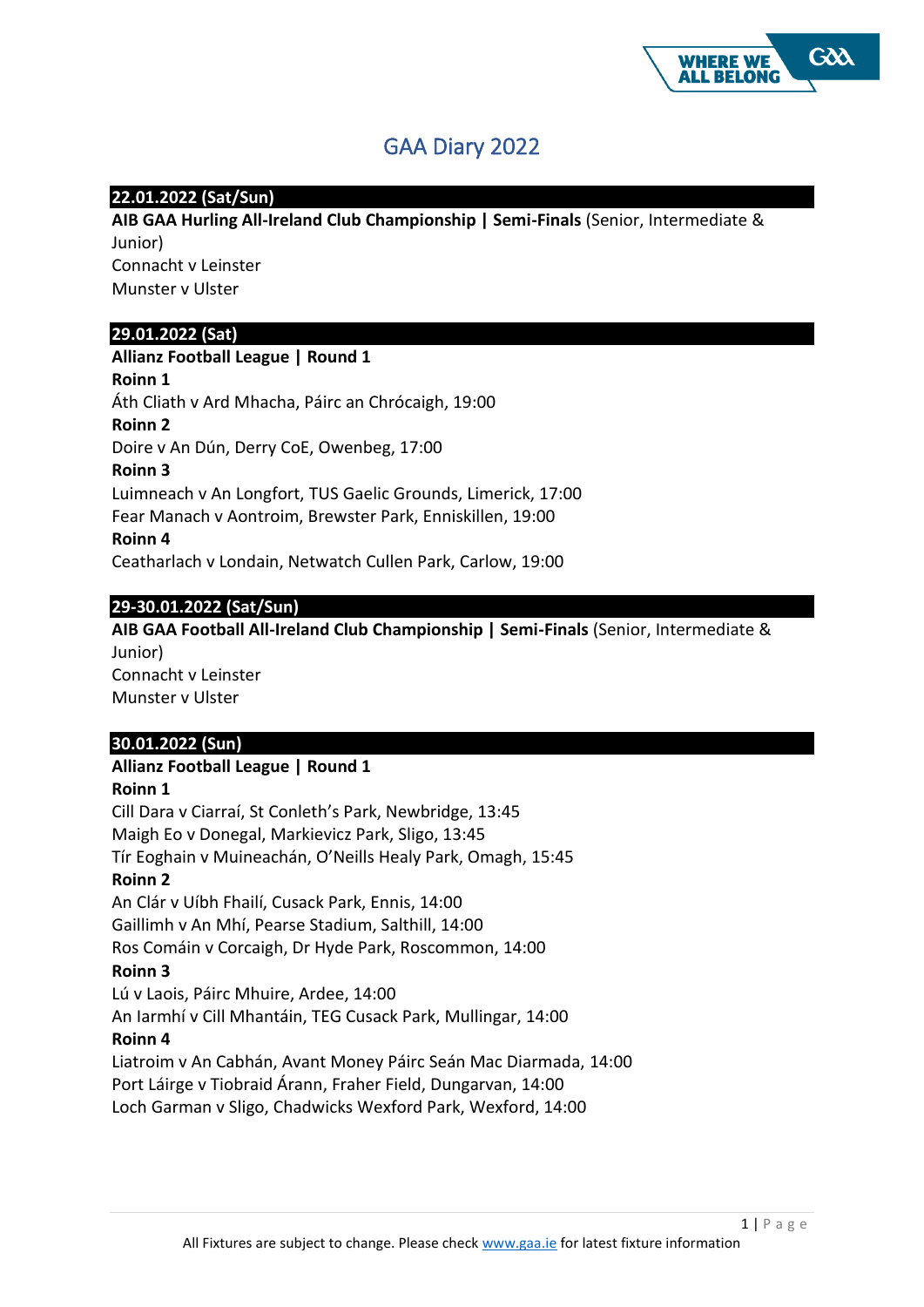# GAA Diary 2022

## 22.01.2022 (Sat/Sun)

**AIB GAA Hurling All-Ireland Club Championship | Semi-Finals** (Senior, Intermediate & Junior)
Connacht v Leinster
Munster v Ulster

## 29.01.2022 (Sat)

**Allianz Football League | Round 1**
**Roinn 1**
Áth Cliath v Ard Mhacha, Páirc an Chrócaigh, 19:00
**Roinn 2**
Doire v An Dún, Derry CoE, Owenbeg, 17:00
**Roinn 3**
Luimneach v An Longfort, TUS Gaelic Grounds, Limerick, 17:00
Fear Manach v Aontroim, Brewster Park, Enniskillen, 19:00
**Roinn 4**
Ceatharlach v Londain, Netwatch Cullen Park, Carlow, 19:00

## 29-30.01.2022 (Sat/Sun)

**AIB GAA Football All-Ireland Club Championship | Semi-Finals** (Senior, Intermediate & Junior)
Connacht v Leinster
Munster v Ulster

## 30.01.2022 (Sun)

**Allianz Football League | Round 1**
**Roinn 1**
Cill Dara v Ciarraí, St Conleth's Park, Newbridge, 13:45
Maigh Eo v Donegal, Markievicz Park, Sligo, 13:45
Tír Eoghain v Muineachán, O'Neills Healy Park, Omagh, 15:45
**Roinn 2**
An Clár v Uíbh Fhailí, Cusack Park, Ennis, 14:00
Gaillimh v An Mhí, Pearse Stadium, Salthill, 14:00
Ros Comáin v Corcaigh, Dr Hyde Park, Roscommon, 14:00
**Roinn 3**
Lú v Laois, Páirc Mhuire, Ardee, 14:00
An Iarmhí v Cill Mhantáin, TEG Cusack Park, Mullingar, 14:00
**Roinn 4**
Liatroim v An Cabhán, Avant Money Páirc Seán Mac Diarmada, 14:00
Port Láirge v Tiobraid Árann, Fraher Field, Dungarvan, 14:00
Loch Garman v Sligo, Chadwicks Wexford Park, Wexford, 14:00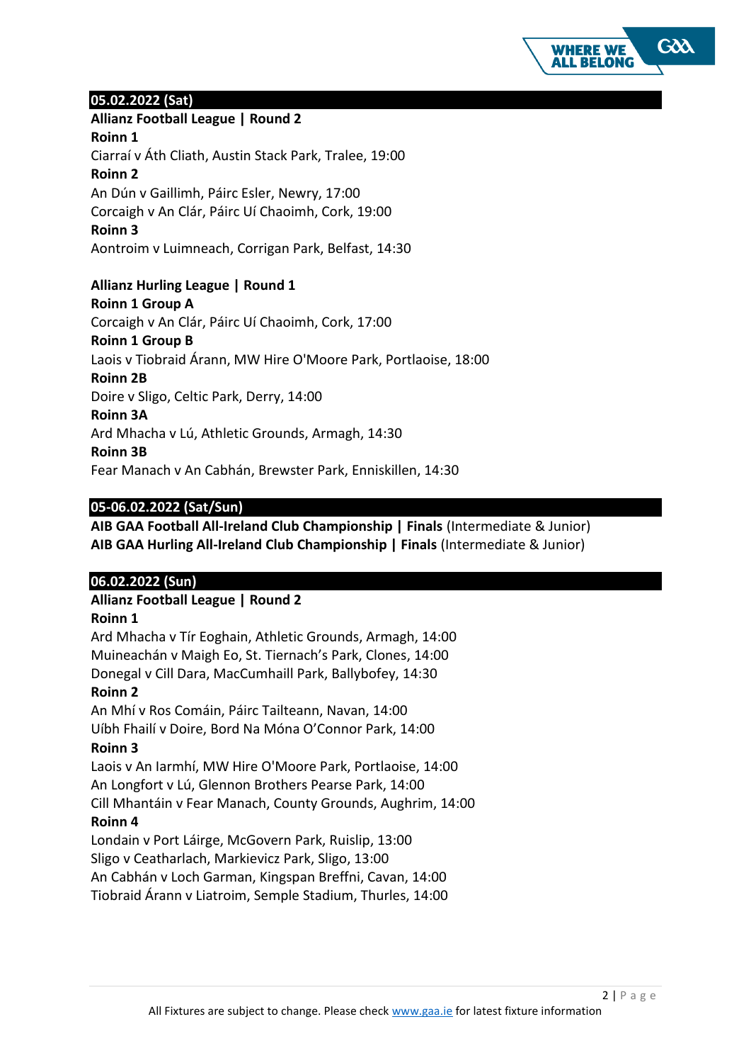## 05.02.2022 (Sat)

**Allianz Football League | Round 2**

**Roinn 1**

Ciarraí v Áth Cliath, Austin Stack Park, Tralee, 19:00

**Roinn 2**

An Dún v Gaillimh, Páirc Esler, Newry, 17:00

Corcaigh v An Clár, Páirc Uí Chaoimh, Cork, 19:00

**Roinn 3**

Aontroim v Luimneach, Corrigan Park, Belfast, 14:30

**Allianz Hurling League | Round 1**

**Roinn 1 Group A**

Corcaigh v An Clár, Páirc Uí Chaoimh, Cork, 17:00

**Roinn 1 Group B**

Laois v Tiobraid Árann, MW Hire O'Moore Park, Portlaoise, 18:00

**Roinn 2B**

Doire v Sligo, Celtic Park, Derry, 14:00

**Roinn 3A**

Ard Mhacha v Lú, Athletic Grounds, Armagh, 14:30

**Roinn 3B**

Fear Manach v An Cabhán, Brewster Park, Enniskillen, 14:30

## 05-06.02.2022 (Sat/Sun)

**AIB GAA Football All-Ireland Club Championship | Finals** (Intermediate & Junior)

**AIB GAA Hurling All-Ireland Club Championship | Finals** (Intermediate & Junior)

## 06.02.2022 (Sun)

**Allianz Football League | Round 2**

**Roinn 1**

Ard Mhacha v Tír Eoghain, Athletic Grounds, Armagh, 14:00

Muineachán v Maigh Eo, St. Tiernach's Park, Clones, 14:00

Donegal v Cill Dara, MacCumhaill Park, Ballybofey, 14:30

**Roinn 2**

An Mhí v Ros Comáin, Páirc Tailteann, Navan, 14:00

Uíbh Fhailí v Doire, Bord Na Móna O'Connor Park, 14:00

**Roinn 3**

Laois v An Iarmhí, MW Hire O'Moore Park, Portlaoise, 14:00

An Longfort v Lú, Glennon Brothers Pearse Park, 14:00

Cill Mhantáin v Fear Manach, County Grounds, Aughrim, 14:00

**Roinn 4**

Londain v Port Láirge, McGovern Park, Ruislip, 13:00

Sligo v Ceatharlach, Markievicz Park, Sligo, 13:00

An Cabhán v Loch Garman, Kingspan Breffni, Cavan, 14:00

Tiobraid Árann v Liatroim, Semple Stadium, Thurles, 14:00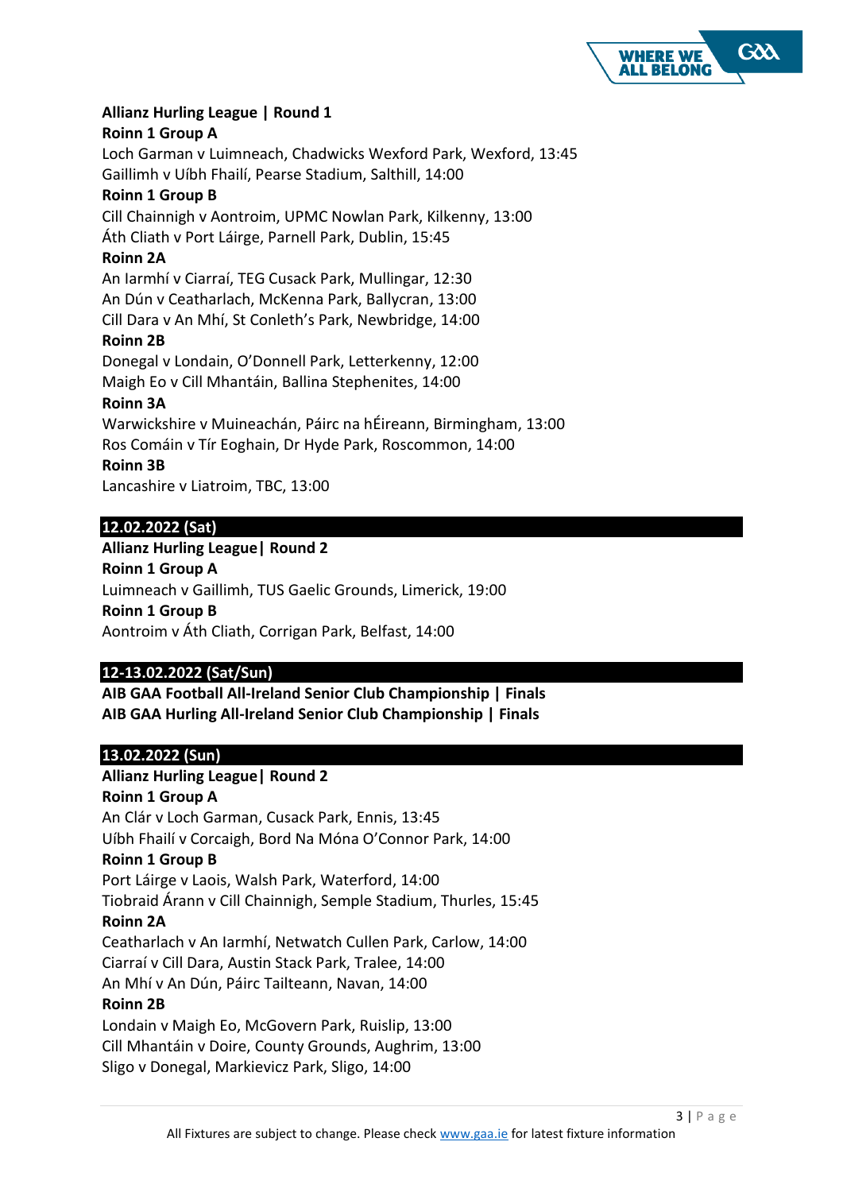**Allianz Hurling League | Round 1**

**Roinn 1 Group A**

Loch Garman v Luimneach, Chadwicks Wexford Park, Wexford, 13:45

Gaillimh v Uíbh Fhailí, Pearse Stadium, Salthill, 14:00

**Roinn 1 Group B**

Cill Chainnigh v Aontroim, UPMC Nowlan Park, Kilkenny, 13:00

Áth Cliath v Port Láirge, Parnell Park, Dublin, 15:45

**Roinn 2A**

An Iarmhí v Ciarraí, TEG Cusack Park, Mullingar, 12:30

An Dún v Ceatharlach, McKenna Park, Ballycran, 13:00

Cill Dara v An Mhí, St Conleth's Park, Newbridge, 14:00

**Roinn 2B**

Donegal v Londain, O'Donnell Park, Letterkenny, 12:00

Maigh Eo v Cill Mhantáin, Ballina Stephenites, 14:00

**Roinn 3A**

Warwickshire v Muineachán, Páirc na hÉireann, Birmingham, 13:00

Ros Comáin v Tír Eoghain, Dr Hyde Park, Roscommon, 14:00

**Roinn 3B**

Lancashire v Liatroim, TBC, 13:00

## 12.02.2022 (Sat)

**Allianz Hurling League| Round 2**

**Roinn 1 Group A**

Luimneach v Gaillimh, TUS Gaelic Grounds, Limerick, 19:00

**Roinn 1 Group B**

Aontroim v Áth Cliath, Corrigan Park, Belfast, 14:00

## 12-13.02.2022 (Sat/Sun)

**AIB GAA Football All-Ireland Senior Club Championship | Finals**

**AIB GAA Hurling All-Ireland Senior Club Championship | Finals**

## 13.02.2022 (Sun)

**Allianz Hurling League| Round 2**

**Roinn 1 Group A**

An Clár v Loch Garman, Cusack Park, Ennis, 13:45

Uíbh Fhailí v Corcaigh, Bord Na Móna O'Connor Park, 14:00

**Roinn 1 Group B**

Port Láirge v Laois, Walsh Park, Waterford, 14:00

Tiobraid Árann v Cill Chainnigh, Semple Stadium, Thurles, 15:45

**Roinn 2A**

Ceatharlach v An Iarmhí, Netwatch Cullen Park, Carlow, 14:00

Ciarraí v Cill Dara, Austin Stack Park, Tralee, 14:00

An Mhí v An Dún, Páirc Tailteann, Navan, 14:00

**Roinn 2B**

Londain v Maigh Eo, McGovern Park, Ruislip, 13:00

Cill Mhantáin v Doire, County Grounds, Aughrim, 13:00

Sligo v Donegal, Markievicz Park, Sligo, 14:00

All Fixtures are subject to change. Please check www.gaa.ie for latest fixture information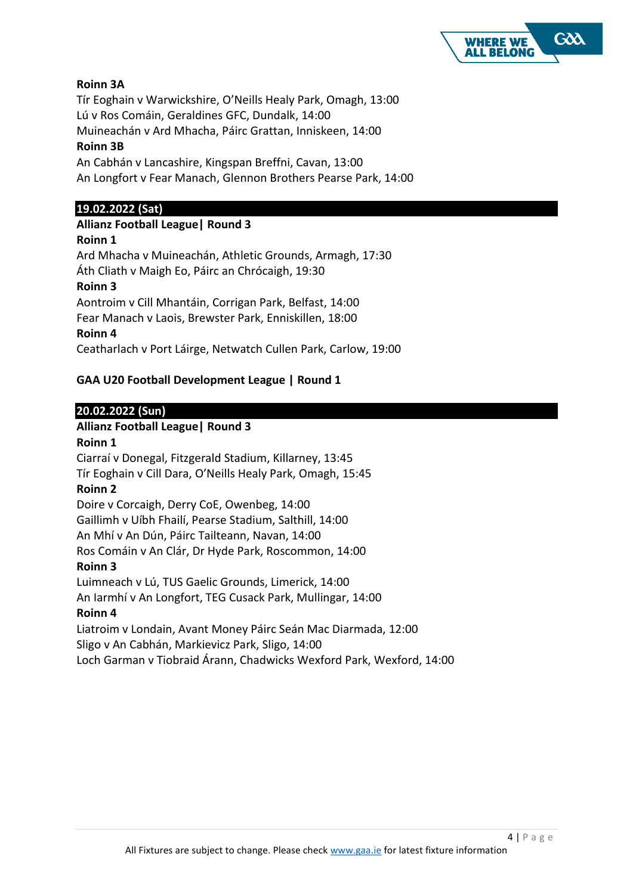**Roinn 3A**

Tír Eoghain v Warwickshire, O'Neills Healy Park, Omagh, 13:00
Lú v Ros Comáin, Geraldines GFC, Dundalk, 14:00
Muineachán v Ard Mhacha, Páirc Grattan, Inniskeen, 14:00

**Roinn 3B**

An Cabhán v Lancashire, Kingspan Breffni, Cavan, 13:00
An Longfort v Fear Manach, Glennon Brothers Pearse Park, 14:00

## 19.02.2022 (Sat)

**Allianz Football League| Round 3**

**Roinn 1**

Ard Mhacha v Muineachán, Athletic Grounds, Armagh, 17:30
Áth Cliath v Maigh Eo, Páirc an Chrócaigh, 19:30

**Roinn 3**

Aontroim v Cill Mhantáin, Corrigan Park, Belfast, 14:00
Fear Manach v Laois, Brewster Park, Enniskillen, 18:00

**Roinn 4**

Ceatharlach v Port Láirge, Netwatch Cullen Park, Carlow, 19:00

**GAA U20 Football Development League | Round 1**

## 20.02.2022 (Sun)

**Allianz Football League| Round 3**

**Roinn 1**

Ciarraí v Donegal, Fitzgerald Stadium, Killarney, 13:45
Tír Eoghain v Cill Dara, O'Neills Healy Park, Omagh, 15:45

**Roinn 2**

Doire v Corcaigh, Derry CoE, Owenbeg, 14:00
Gaillimh v Uíbh Fhailí, Pearse Stadium, Salthill, 14:00
An Mhí v An Dún, Páirc Tailteann, Navan, 14:00
Ros Comáin v An Clár, Dr Hyde Park, Roscommon, 14:00

**Roinn 3**

Luimneach v Lú, TUS Gaelic Grounds, Limerick, 14:00
An Iarmhí v An Longfort, TEG Cusack Park, Mullingar, 14:00

**Roinn 4**

Liatroim v Londain, Avant Money Páirc Seán Mac Diarmada, 12:00
Sligo v An Cabhán, Markievicz Park, Sligo, 14:00
Loch Garman v Tiobraid Árann, Chadwicks Wexford Park, Wexford, 14:00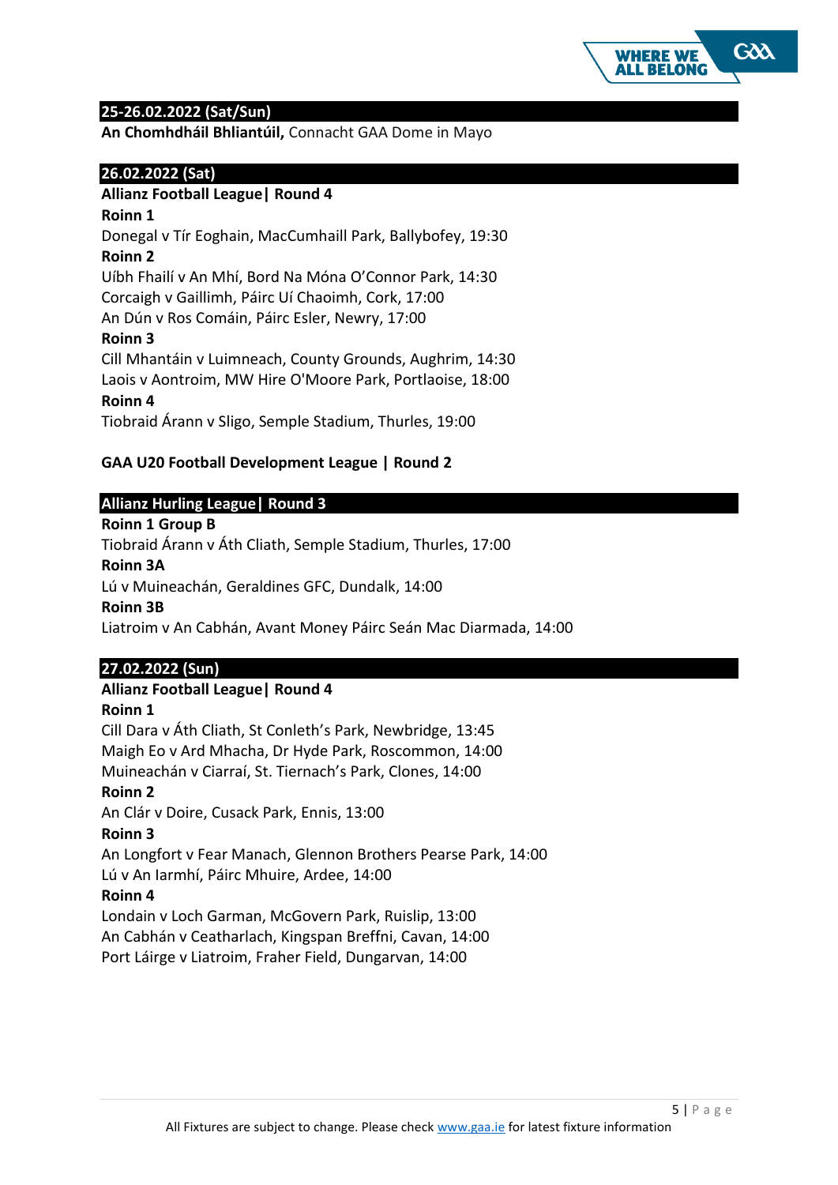## 25-26.02.2022 (Sat/Sun)

**An Chomhdháil Bhliantúil,** Connacht GAA Dome in Mayo

## 26.02.2022 (Sat)

**Allianz Football League| Round 4**

**Roinn 1**

Donegal v Tír Eoghain, MacCumhaill Park, Ballybofey, 19:30

**Roinn 2**

Uíbh Fhailí v An Mhí, Bord Na Móna O'Connor Park, 14:30
Corcaigh v Gaillimh, Páirc Uí Chaoimh, Cork, 17:00
An Dún v Ros Comáin, Páirc Esler, Newry, 17:00

**Roinn 3**

Cill Mhantáin v Luimneach, County Grounds, Aughrim, 14:30
Laois v Aontroim, MW Hire O'Moore Park, Portlaoise, 18:00

**Roinn 4**

Tiobraid Árann v Sligo, Semple Stadium, Thurles, 19:00

**GAA U20 Football Development League | Round 2**

## Allianz Hurling League| Round 3

**Roinn 1 Group B**

Tiobraid Árann v Áth Cliath, Semple Stadium, Thurles, 17:00

**Roinn 3A**

Lú v Muineachán, Geraldines GFC, Dundalk, 14:00

**Roinn 3B**

Liatroim v An Cabhán, Avant Money Páirc Seán Mac Diarmada, 14:00

## 27.02.2022 (Sun)

**Allianz Football League| Round 4**

**Roinn 1**

Cill Dara v Áth Cliath, St Conleth's Park, Newbridge, 13:45
Maigh Eo v Ard Mhacha, Dr Hyde Park, Roscommon, 14:00
Muineachán v Ciarraí, St. Tiernach's Park, Clones, 14:00

**Roinn 2**

An Clár v Doire, Cusack Park, Ennis, 13:00

**Roinn 3**

An Longfort v Fear Manach, Glennon Brothers Pearse Park, 14:00
Lú v An Iarmhí, Páirc Mhuire, Ardee, 14:00

**Roinn 4**

Londain v Loch Garman, McGovern Park, Ruislip, 13:00
An Cabhán v Ceatharlach, Kingspan Breffni, Cavan, 14:00
Port Láirge v Liatroim, Fraher Field, Dungarvan, 14:00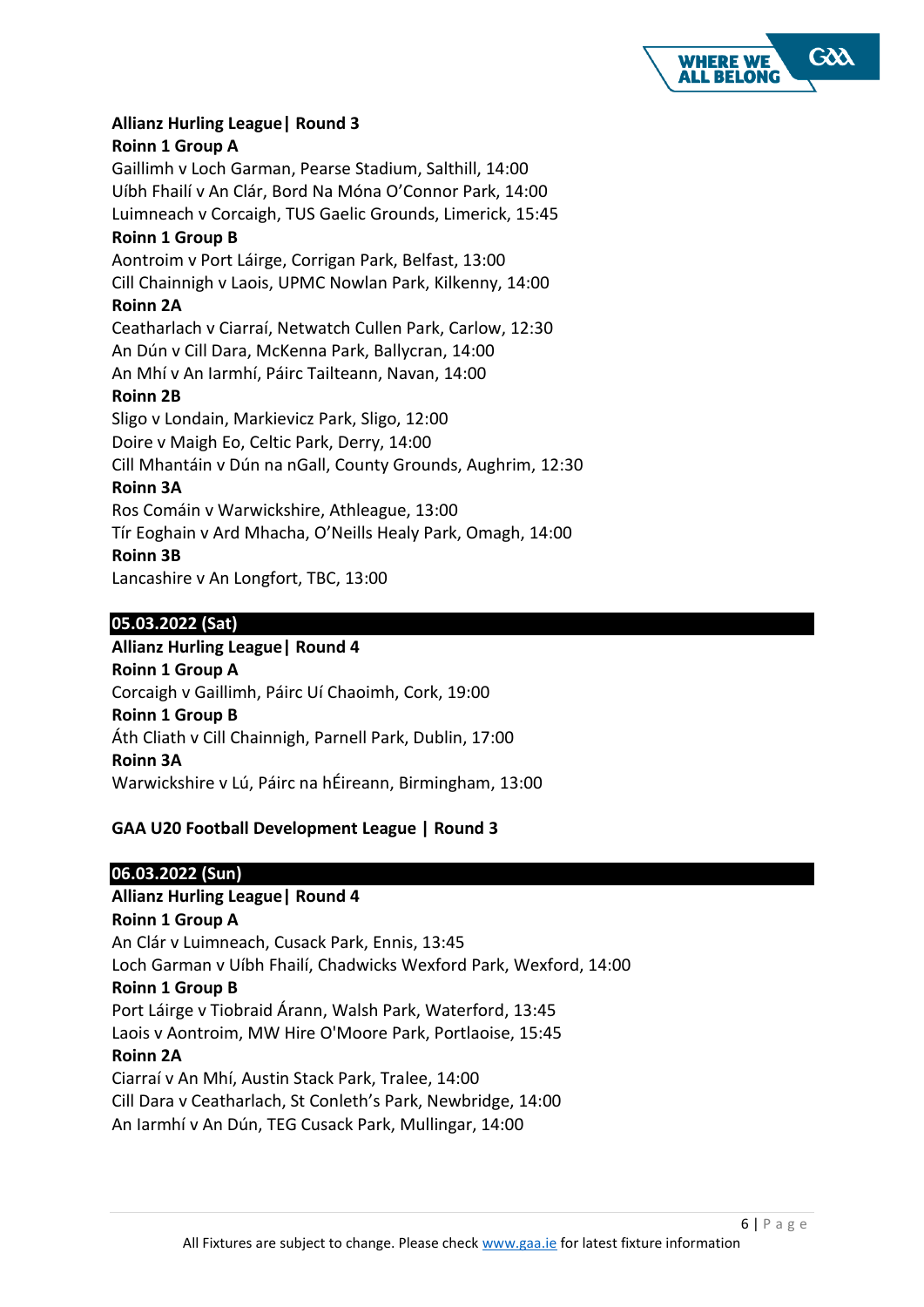**Allianz Hurling League| Round 3**

**Roinn 1 Group A**

Gaillimh v Loch Garman, Pearse Stadium, Salthill, 14:00
Uíbh Fhailí v An Clár, Bord Na Móna O'Connor Park, 14:00
Luimneach v Corcaigh, TUS Gaelic Grounds, Limerick, 15:45

**Roinn 1 Group B**

Aontroim v Port Láirge, Corrigan Park, Belfast, 13:00
Cill Chainnigh v Laois, UPMC Nowlan Park, Kilkenny, 14:00

**Roinn 2A**

Ceatharlach v Ciarraí, Netwatch Cullen Park, Carlow, 12:30
An Dún v Cill Dara, McKenna Park, Ballycran, 14:00
An Mhí v An Iarmhí, Páirc Tailteann, Navan, 14:00

**Roinn 2B**

Sligo v Londain, Markievicz Park, Sligo, 12:00
Doire v Maigh Eo, Celtic Park, Derry, 14:00
Cill Mhantáin v Dún na nGall, County Grounds, Aughrim, 12:30

**Roinn 3A**

Ros Comáin v Warwickshire, Athleague, 13:00
Tír Eoghain v Ard Mhacha, O'Neills Healy Park, Omagh, 14:00

**Roinn 3B**

Lancashire v An Longfort, TBC, 13:00

## 05.03.2022 (Sat)

**Allianz Hurling League| Round 4**

**Roinn 1 Group A**

Corcaigh v Gaillimh, Páirc Uí Chaoimh, Cork, 19:00

**Roinn 1 Group B**

Áth Cliath v Cill Chainnigh, Parnell Park, Dublin, 17:00

**Roinn 3A**

Warwickshire v Lú, Páirc na hÉireann, Birmingham, 13:00

**GAA U20 Football Development League | Round 3**

## 06.03.2022 (Sun)

**Allianz Hurling League| Round 4**

**Roinn 1 Group A**

An Clár v Luimneach, Cusack Park, Ennis, 13:45
Loch Garman v Uíbh Fhailí, Chadwicks Wexford Park, Wexford, 14:00

**Roinn 1 Group B**

Port Láirge v Tiobraid Árann, Walsh Park, Waterford, 13:45
Laois v Aontroim, MW Hire O'Moore Park, Portlaoise, 15:45

**Roinn 2A**

Ciarraí v An Mhí, Austin Stack Park, Tralee, 14:00
Cill Dara v Ceatharlach, St Conleth's Park, Newbridge, 14:00
An Iarmhí v An Dún, TEG Cusack Park, Mullingar, 14:00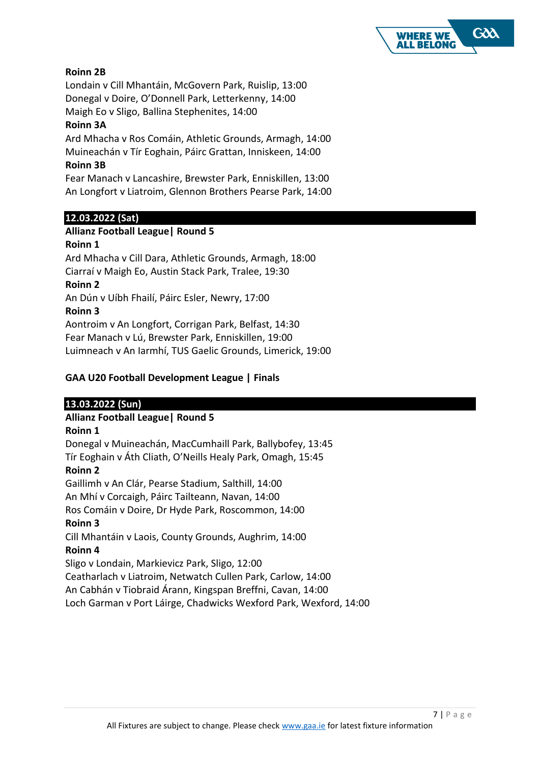**Roinn 2B**

Londain v Cill Mhantáin, McGovern Park, Ruislip, 13:00
Donegal v Doire, O'Donnell Park, Letterkenny, 14:00
Maigh Eo v Sligo, Ballina Stephenites, 14:00

**Roinn 3A**

Ard Mhacha v Ros Comáin, Athletic Grounds, Armagh, 14:00
Muineachán v Tír Eoghain, Páirc Grattan, Inniskeen, 14:00

**Roinn 3B**

Fear Manach v Lancashire, Brewster Park, Enniskillen, 13:00
An Longfort v Liatroim, Glennon Brothers Pearse Park, 14:00

## 12.03.2022 (Sat)

**Allianz Football League| Round 5**

**Roinn 1**

Ard Mhacha v Cill Dara, Athletic Grounds, Armagh, 18:00
Ciarraí v Maigh Eo, Austin Stack Park, Tralee, 19:30

**Roinn 2**

An Dún v Uíbh Fhailí, Páirc Esler, Newry, 17:00

**Roinn 3**

Aontroim v An Longfort, Corrigan Park, Belfast, 14:30
Fear Manach v Lú, Brewster Park, Enniskillen, 19:00
Luimneach v An Iarmhí, TUS Gaelic Grounds, Limerick, 19:00

**GAA U20 Football Development League | Finals**

## 13.03.2022 (Sun)

**Allianz Football League| Round 5**

**Roinn 1**

Donegal v Muineachán, MacCumhaill Park, Ballybofey, 13:45
Tír Eoghain v Áth Cliath, O'Neills Healy Park, Omagh, 15:45

**Roinn 2**

Gaillimh v An Clár, Pearse Stadium, Salthill, 14:00
An Mhí v Corcaigh, Páirc Tailteann, Navan, 14:00
Ros Comáin v Doire, Dr Hyde Park, Roscommon, 14:00

**Roinn 3**

Cill Mhantáin v Laois, County Grounds, Aughrim, 14:00

**Roinn 4**

Sligo v Londain, Markievicz Park, Sligo, 12:00
Ceatharlach v Liatroim, Netwatch Cullen Park, Carlow, 14:00
An Cabhán v Tiobraid Árann, Kingspan Breffni, Cavan, 14:00
Loch Garman v Port Láirge, Chadwicks Wexford Park, Wexford, 14:00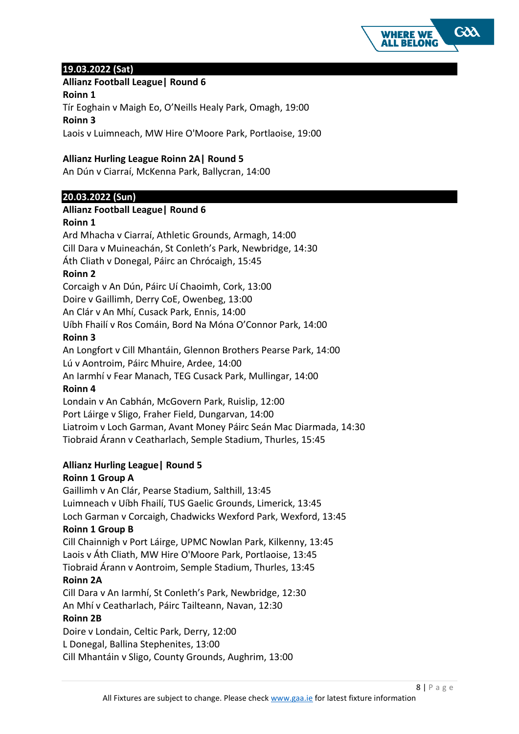## 19.03.2022 (Sat)

**Allianz Football League| Round 6**

**Roinn 1**

Tír Eoghain v Maigh Eo, O'Neills Healy Park, Omagh, 19:00

**Roinn 3**

Laois v Luimneach, MW Hire O'Moore Park, Portlaoise, 19:00

**Allianz Hurling League Roinn 2A| Round 5**

An Dún v Ciarraí, McKenna Park, Ballycran, 14:00

## 20.03.2022 (Sun)

**Allianz Football League| Round 6**

**Roinn 1**

Ard Mhacha v Ciarraí, Athletic Grounds, Armagh, 14:00
Cill Dara v Muineachán, St Conleth's Park, Newbridge, 14:30
Áth Cliath v Donegal, Páirc an Chrócaigh, 15:45

**Roinn 2**

Corcaigh v An Dún, Páirc Uí Chaoimh, Cork, 13:00
Doire v Gaillimh, Derry CoE, Owenbeg, 13:00
An Clár v An Mhí, Cusack Park, Ennis, 14:00
Uíbh Fhailí v Ros Comáin, Bord Na Móna O'Connor Park, 14:00

**Roinn 3**

An Longfort v Cill Mhantáin, Glennon Brothers Pearse Park, 14:00
Lú v Aontroim, Páirc Mhuire, Ardee, 14:00
An Iarmhí v Fear Manach, TEG Cusack Park, Mullingar, 14:00

**Roinn 4**

Londain v An Cabhán, McGovern Park, Ruislip, 12:00
Port Láirge v Sligo, Fraher Field, Dungarvan, 14:00
Liatroim v Loch Garman, Avant Money Páirc Seán Mac Diarmada, 14:30
Tiobraid Árann v Ceatharlach, Semple Stadium, Thurles, 15:45

**Allianz Hurling League| Round 5**

**Roinn 1 Group A**

Gaillimh v An Clár, Pearse Stadium, Salthill, 13:45
Luimneach v Uíbh Fhailí, TUS Gaelic Grounds, Limerick, 13:45
Loch Garman v Corcaigh, Chadwicks Wexford Park, Wexford, 13:45

**Roinn 1 Group B**

Cill Chainnigh v Port Láirge, UPMC Nowlan Park, Kilkenny, 13:45
Laois v Áth Cliath, MW Hire O'Moore Park, Portlaoise, 13:45
Tiobraid Árann v Aontroim, Semple Stadium, Thurles, 13:45

**Roinn 2A**

Cill Dara v An Iarmhí, St Conleth's Park, Newbridge, 12:30
An Mhí v Ceatharlach, Páirc Tailteann, Navan, 12:30

**Roinn 2B**

Doire v Londain, Celtic Park, Derry, 12:00
L Donegal, Ballina Stephenites, 13:00
Cill Mhantáin v Sligo, County Grounds, Aughrim, 13:00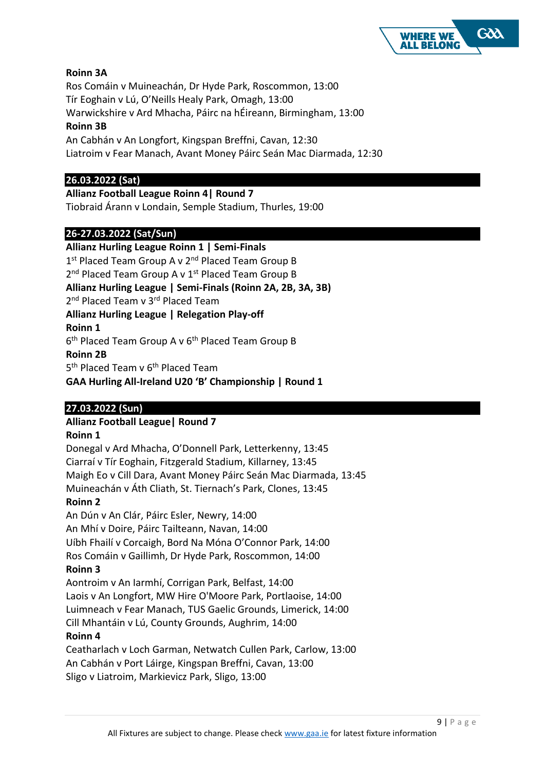**Roinn 3A**

Ros Comáin v Muineachán, Dr Hyde Park, Roscommon, 13:00
Tír Eoghain v Lú, O'Neills Healy Park, Omagh, 13:00
Warwickshire v Ard Mhacha, Páirc na hÉireann, Birmingham, 13:00

**Roinn 3B**

An Cabhán v An Longfort, Kingspan Breffni, Cavan, 12:30
Liatroim v Fear Manach, Avant Money Páirc Seán Mac Diarmada, 12:30

## 26.03.2022 (Sat)

**Allianz Football League Roinn 4| Round 7**

Tiobraid Árann v Londain, Semple Stadium, Thurles, 19:00

## 26-27.03.2022 (Sat/Sun)

**Allianz Hurling League Roinn 1 | Semi-Finals**

1st Placed Team Group A v 2nd Placed Team Group B
2nd Placed Team Group A v 1st Placed Team Group B

**Allianz Hurling League | Semi-Finals (Roinn 2A, 2B, 3A, 3B)**

2nd Placed Team v 3rd Placed Team

**Allianz Hurling League | Relegation Play-off**

**Roinn 1**

6th Placed Team Group A v 6th Placed Team Group B

**Roinn 2B**

5th Placed Team v 6th Placed Team

**GAA Hurling All-Ireland U20 'B' Championship | Round 1**

## 27.03.2022 (Sun)

**Allianz Football League| Round 7**

**Roinn 1**

Donegal v Ard Mhacha, O'Donnell Park, Letterkenny, 13:45
Ciarraí v Tír Eoghain, Fitzgerald Stadium, Killarney, 13:45
Maigh Eo v Cill Dara, Avant Money Páirc Seán Mac Diarmada, 13:45
Muineachán v Áth Cliath, St. Tiernach's Park, Clones, 13:45

**Roinn 2**

An Dún v An Clár, Páirc Esler, Newry, 14:00
An Mhí v Doire, Páirc Tailteann, Navan, 14:00
Uíbh Fhailí v Corcaigh, Bord Na Móna O'Connor Park, 14:00
Ros Comáin v Gaillimh, Dr Hyde Park, Roscommon, 14:00

**Roinn 3**

Aontroim v An Iarmhí, Corrigan Park, Belfast, 14:00
Laois v An Longfort, MW Hire O'Moore Park, Portlaoise, 14:00
Luimneach v Fear Manach, TUS Gaelic Grounds, Limerick, 14:00
Cill Mhantáin v Lú, County Grounds, Aughrim, 14:00

**Roinn 4**

Ceatharlach v Loch Garman, Netwatch Cullen Park, Carlow, 13:00
An Cabhán v Port Láirge, Kingspan Breffni, Cavan, 13:00
Sligo v Liatroim, Markievicz Park, Sligo, 13:00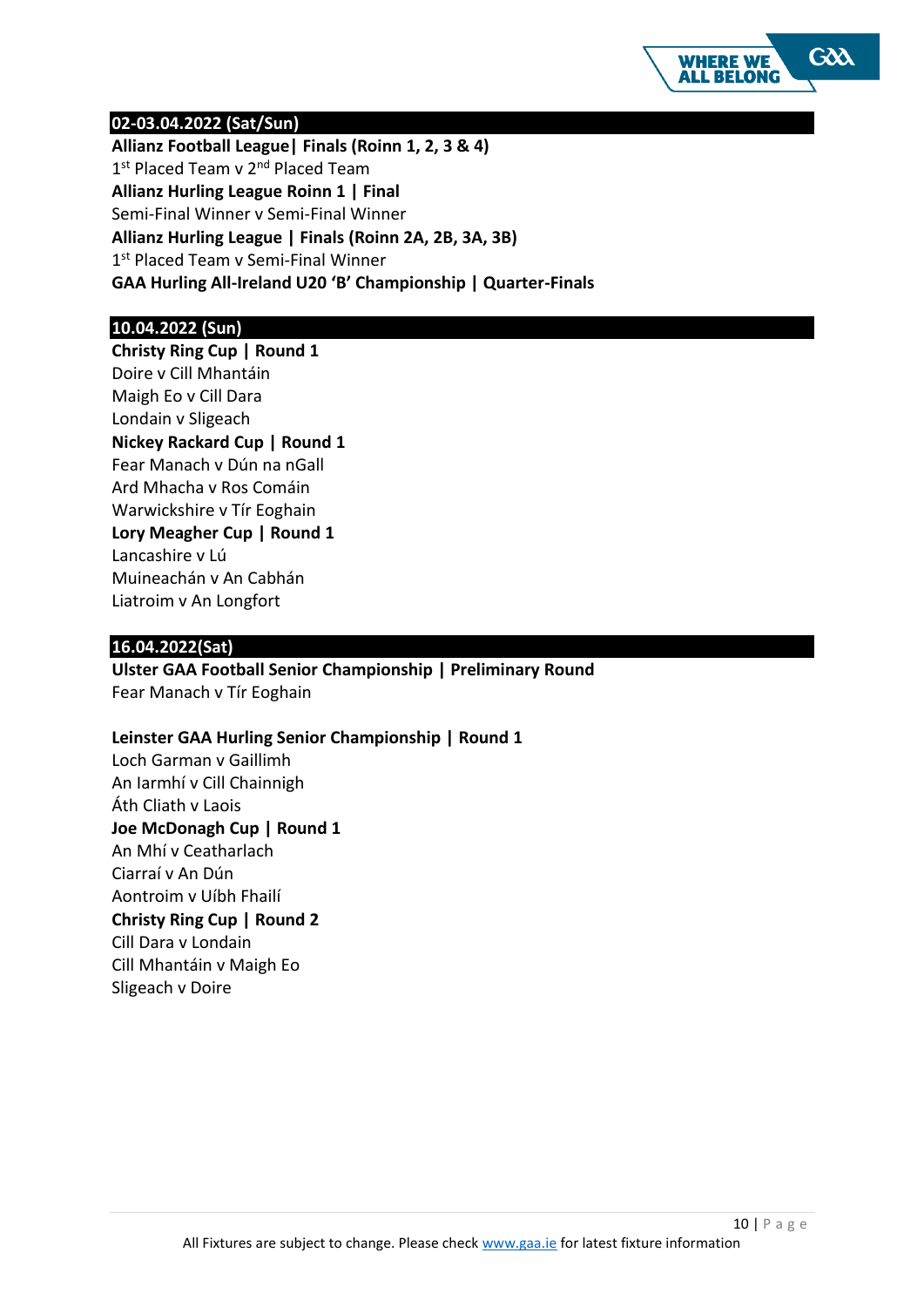## 02-03.04.2022 (Sat/Sun)

**Allianz Football League| Finals (Roinn 1, 2, 3 & 4)**
1st Placed Team v 2nd Placed Team
**Allianz Hurling League Roinn 1 | Final**
Semi-Final Winner v Semi-Final Winner
**Allianz Hurling League | Finals (Roinn 2A, 2B, 3A, 3B)**
1st Placed Team v Semi-Final Winner
**GAA Hurling All-Ireland U20 'B' Championship | Quarter-Finals**

## 10.04.2022 (Sun)

**Christy Ring Cup | Round 1**
Doire v Cill Mhantáin
Maigh Eo v Cill Dara
Londain v Sligeach
**Nickey Rackard Cup | Round 1**
Fear Manach v Dún na nGall
Ard Mhacha v Ros Comáin
Warwickshire v Tír Eoghain
**Lory Meagher Cup | Round 1**
Lancashire v Lú
Muineachán v An Cabhán
Liatroim v An Longfort

## 16.04.2022(Sat)

**Ulster GAA Football Senior Championship | Preliminary Round**
Fear Manach v Tír Eoghain

**Leinster GAA Hurling Senior Championship | Round 1**
Loch Garman v Gaillimh
An Iarmhí v Cill Chainnigh
Áth Cliath v Laois
**Joe McDonagh Cup | Round 1**
An Mhí v Ceatharlach
Ciarraí v An Dún
Aontroim v Uíbh Fhailí
**Christy Ring Cup | Round 2**
Cill Dara v Londain
Cill Mhantáin v Maigh Eo
Sligeach v Doire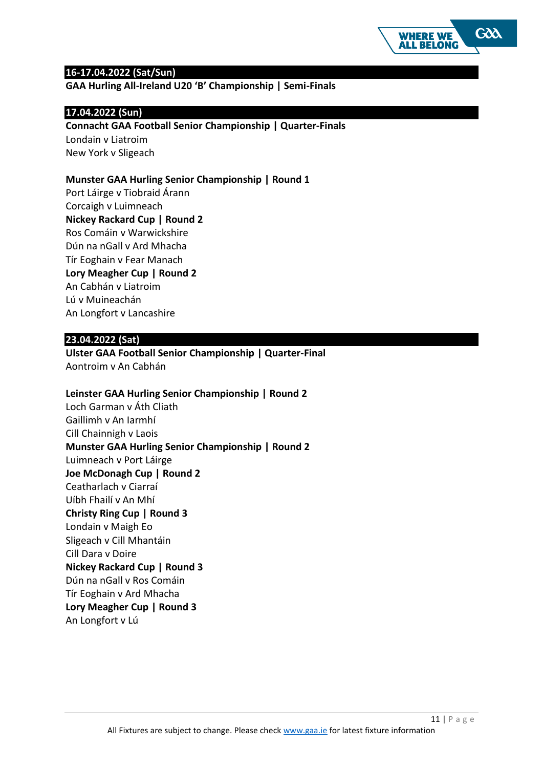## 16-17.04.2022 (Sat/Sun)

**GAA Hurling All-Ireland U20 'B' Championship | Semi-Finals**

## 17.04.2022 (Sun)

**Connacht GAA Football Senior Championship | Quarter-Finals**

Londain v Liatroim
New York v Sligeach

**Munster GAA Hurling Senior Championship | Round 1**

Port Láirge v Tiobraid Árann
Corcaigh v Luimneach

**Nickey Rackard Cup | Round 2**

Ros Comáin v Warwickshire
Dún na nGall v Ard Mhacha
Tír Eoghain v Fear Manach

**Lory Meagher Cup | Round 2**

An Cabhán v Liatroim
Lú v Muineachán
An Longfort v Lancashire

## 23.04.2022 (Sat)

**Ulster GAA Football Senior Championship | Quarter-Final**

Aontroim v An Cabhán

**Leinster GAA Hurling Senior Championship | Round 2**

Loch Garman v Áth Cliath
Gaillimh v An Iarmhí
Cill Chainnigh v Laois

**Munster GAA Hurling Senior Championship | Round 2**

Luimneach v Port Láirge

**Joe McDonagh Cup | Round 2**

Ceatharlach v Ciarraí
Uíbh Fhailí v An Mhí

**Christy Ring Cup | Round 3**

Londain v Maigh Eo
Sligeach v Cill Mhantáin
Cill Dara v Doire

**Nickey Rackard Cup | Round 3**

Dún na nGall v Ros Comáin
Tír Eoghain v Ard Mhacha

**Lory Meagher Cup | Round 3**

An Longfort v Lú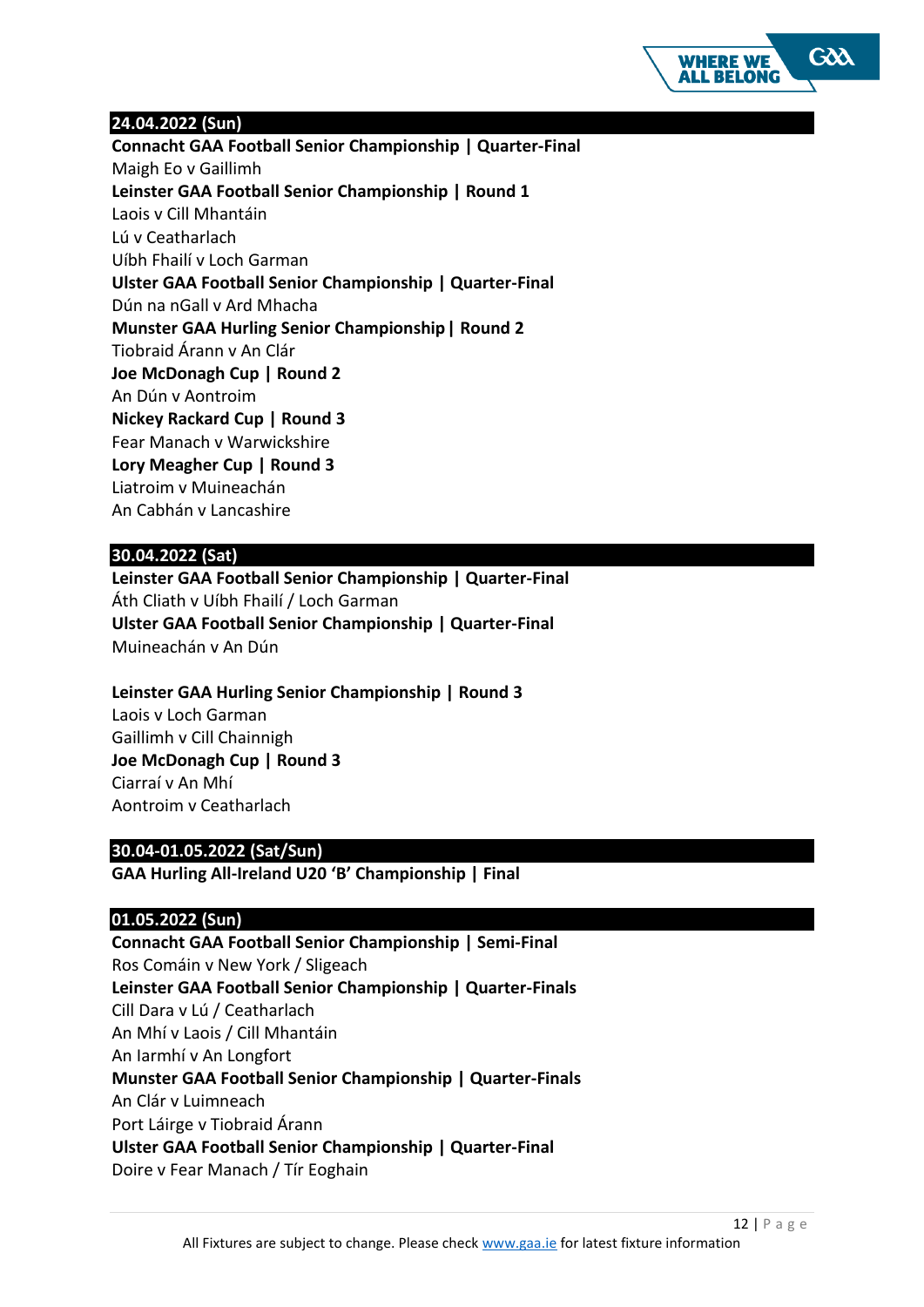## 24.04.2022 (Sun)

**Connacht GAA Football Senior Championship | Quarter-Final**
Maigh Eo v Gaillimh
**Leinster GAA Football Senior Championship | Round 1**
Laois v Cill Mhantáin
Lú v Ceatharlach
Uíbh Fhailí v Loch Garman
**Ulster GAA Football Senior Championship | Quarter-Final**
Dún na nGall v Ard Mhacha
**Munster GAA Hurling Senior Championship | Round 2**
Tiobraid Árann v An Clár
**Joe McDonagh Cup | Round 2**
An Dún v Aontroim
**Nickey Rackard Cup | Round 3**
Fear Manach v Warwickshire
**Lory Meagher Cup | Round 3**
Liatroim v Muineachán
An Cabhán v Lancashire

## 30.04.2022 (Sat)

**Leinster GAA Football Senior Championship | Quarter-Final**
Áth Cliath v Uíbh Fhailí / Loch Garman
**Ulster GAA Football Senior Championship | Quarter-Final**
Muineachán v An Dún

**Leinster GAA Hurling Senior Championship | Round 3**
Laois v Loch Garman
Gaillimh v Cill Chainnigh
**Joe McDonagh Cup | Round 3**
Ciarraí v An Mhí
Aontroim v Ceatharlach

## 30.04-01.05.2022 (Sat/Sun)

**GAA Hurling All-Ireland U20 'B' Championship | Final**

## 01.05.2022 (Sun)

**Connacht GAA Football Senior Championship | Semi-Final**
Ros Comáin v New York / Sligeach
**Leinster GAA Football Senior Championship | Quarter-Finals**
Cill Dara v Lú / Ceatharlach
An Mhí v Laois / Cill Mhantáin
An Iarmhí v An Longfort
**Munster GAA Football Senior Championship | Quarter-Finals**
An Clár v Luimneach
Port Láirge v Tiobraid Árann
**Ulster GAA Football Senior Championship | Quarter-Final**
Doire v Fear Manach / Tír Eoghain

All Fixtures are subject to change. Please check www.gaa.ie for latest fixture information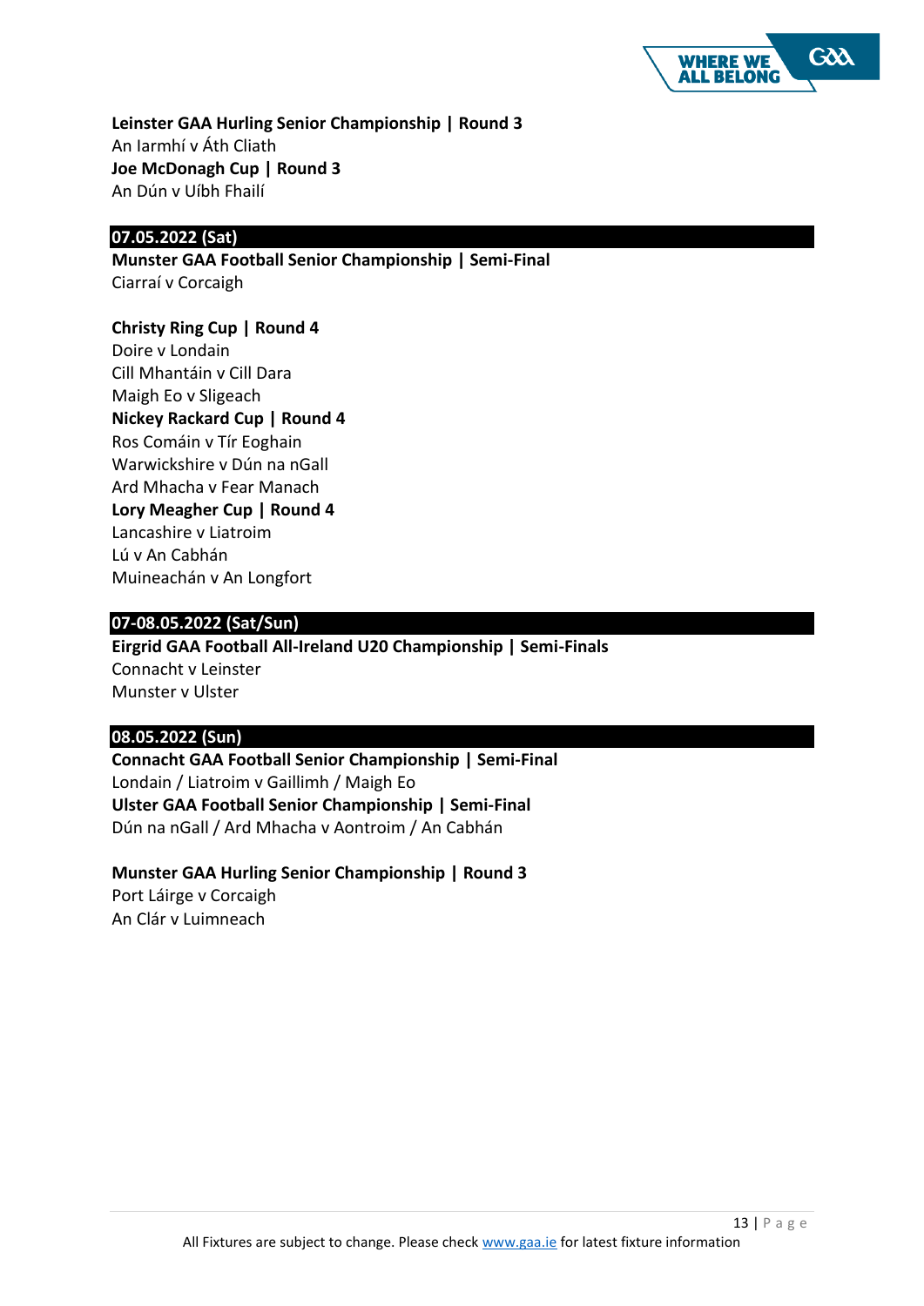**Leinster GAA Hurling Senior Championship | Round 3**
An Iarmhí v Áth Cliath
**Joe McDonagh Cup | Round 3**
An Dún v Uíbh Fhailí

## 07.05.2022 (Sat)

**Munster GAA Football Senior Championship | Semi-Final**
Ciarraí v Corcaigh

**Christy Ring Cup | Round 4**
Doire v Londain
Cill Mhantáin v Cill Dara
Maigh Eo v Sligeach
**Nickey Rackard Cup | Round 4**
Ros Comáin v Tír Eoghain
Warwickshire v Dún na nGall
Ard Mhacha v Fear Manach
**Lory Meagher Cup | Round 4**
Lancashire v Liatroim
Lú v An Cabhán
Muineachán v An Longfort

## 07-08.05.2022 (Sat/Sun)

**Eirgrid GAA Football All-Ireland U20 Championship | Semi-Finals**
Connacht v Leinster
Munster v Ulster

## 08.05.2022 (Sun)

**Connacht GAA Football Senior Championship | Semi-Final**
Londain / Liatroim v Gaillimh / Maigh Eo
**Ulster GAA Football Senior Championship | Semi-Final**
Dún na nGall / Ard Mhacha v Aontroim / An Cabhán

**Munster GAA Hurling Senior Championship | Round 3**
Port Láirge v Corcaigh
An Clár v Luimneach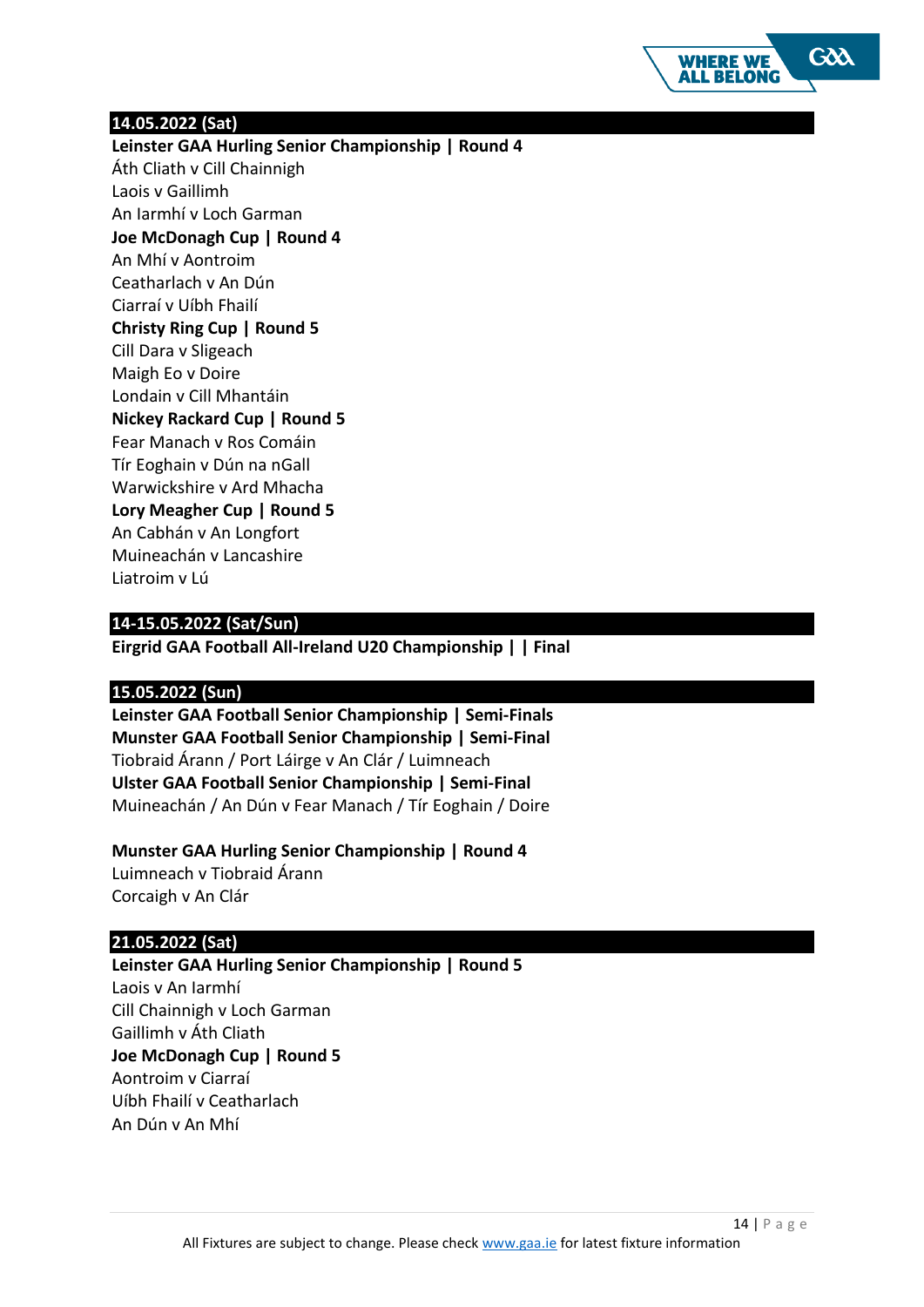## 14.05.2022 (Sat)

**Leinster GAA Hurling Senior Championship | Round 4**
Áth Cliath v Cill Chainnigh
Laois v Gaillimh
An Iarmhí v Loch Garman

**Joe McDonagh Cup | Round 4**
An Mhí v Aontroim
Ceatharlach v An Dún
Ciarraí v Uíbh Fhailí

**Christy Ring Cup | Round 5**
Cill Dara v Sligeach
Maigh Eo v Doire
Londain v Cill Mhantáin

**Nickey Rackard Cup | Round 5**
Fear Manach v Ros Comáin
Tír Eoghain v Dún na nGall
Warwickshire v Ard Mhacha

**Lory Meagher Cup | Round 5**
An Cabhán v An Longfort
Muineachán v Lancashire
Liatroim v Lú

## 14-15.05.2022 (Sat/Sun)

**Eirgrid GAA Football All-Ireland U20 Championship | | Final**

## 15.05.2022 (Sun)

**Leinster GAA Football Senior Championship | Semi-Finals**

**Munster GAA Football Senior Championship | Semi-Final**
Tiobraid Árann / Port Láirge v An Clár / Luimneach

**Ulster GAA Football Senior Championship | Semi-Final**
Muineachán / An Dún v Fear Manach / Tír Eoghain / Doire

**Munster GAA Hurling Senior Championship | Round 4**
Luimneach v Tiobraid Árann
Corcaigh v An Clár

## 21.05.2022 (Sat)

**Leinster GAA Hurling Senior Championship | Round 5**
Laois v An Iarmhí
Cill Chainnigh v Loch Garman
Gaillimh v Áth Cliath

**Joe McDonagh Cup | Round 5**
Aontroim v Ciarraí
Uíbh Fhailí v Ceatharlach
An Dún v An Mhí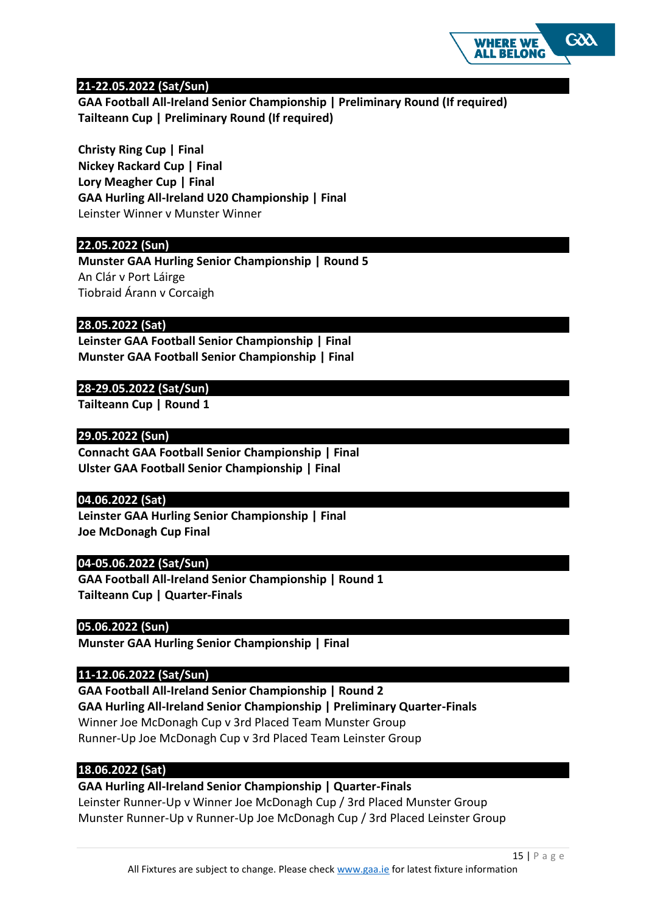## 21-22.05.2022 (Sat/Sun)

**GAA Football All-Ireland Senior Championship | Preliminary Round (If required)**
**Tailteann Cup | Preliminary Round (If required)**

**Christy Ring Cup | Final**
**Nickey Rackard Cup | Final**
**Lory Meagher Cup | Final**
**GAA Hurling All-Ireland U20 Championship | Final**
Leinster Winner v Munster Winner

## 22.05.2022 (Sun)

**Munster GAA Hurling Senior Championship | Round 5**
An Clár v Port Láirge
Tiobraid Árann v Corcaigh

## 28.05.2022 (Sat)

**Leinster GAA Football Senior Championship | Final**
**Munster GAA Football Senior Championship | Final**

## 28-29.05.2022 (Sat/Sun)

**Tailteann Cup | Round 1**

## 29.05.2022 (Sun)

**Connacht GAA Football Senior Championship | Final**
**Ulster GAA Football Senior Championship | Final**

## 04.06.2022 (Sat)

**Leinster GAA Hurling Senior Championship | Final**
**Joe McDonagh Cup Final**

## 04-05.06.2022 (Sat/Sun)

**GAA Football All-Ireland Senior Championship | Round 1**
**Tailteann Cup | Quarter-Finals**

## 05.06.2022 (Sun)

**Munster GAA Hurling Senior Championship | Final**

## 11-12.06.2022 (Sat/Sun)

**GAA Football All-Ireland Senior Championship | Round 2**
**GAA Hurling All-Ireland Senior Championship | Preliminary Quarter-Finals**
Winner Joe McDonagh Cup v 3rd Placed Team Munster Group
Runner-Up Joe McDonagh Cup v 3rd Placed Team Leinster Group

## 18.06.2022 (Sat)

**GAA Hurling All-Ireland Senior Championship | Quarter-Finals**
Leinster Runner-Up v Winner Joe McDonagh Cup / 3rd Placed Munster Group
Munster Runner-Up v Runner-Up Joe McDonagh Cup / 3rd Placed Leinster Group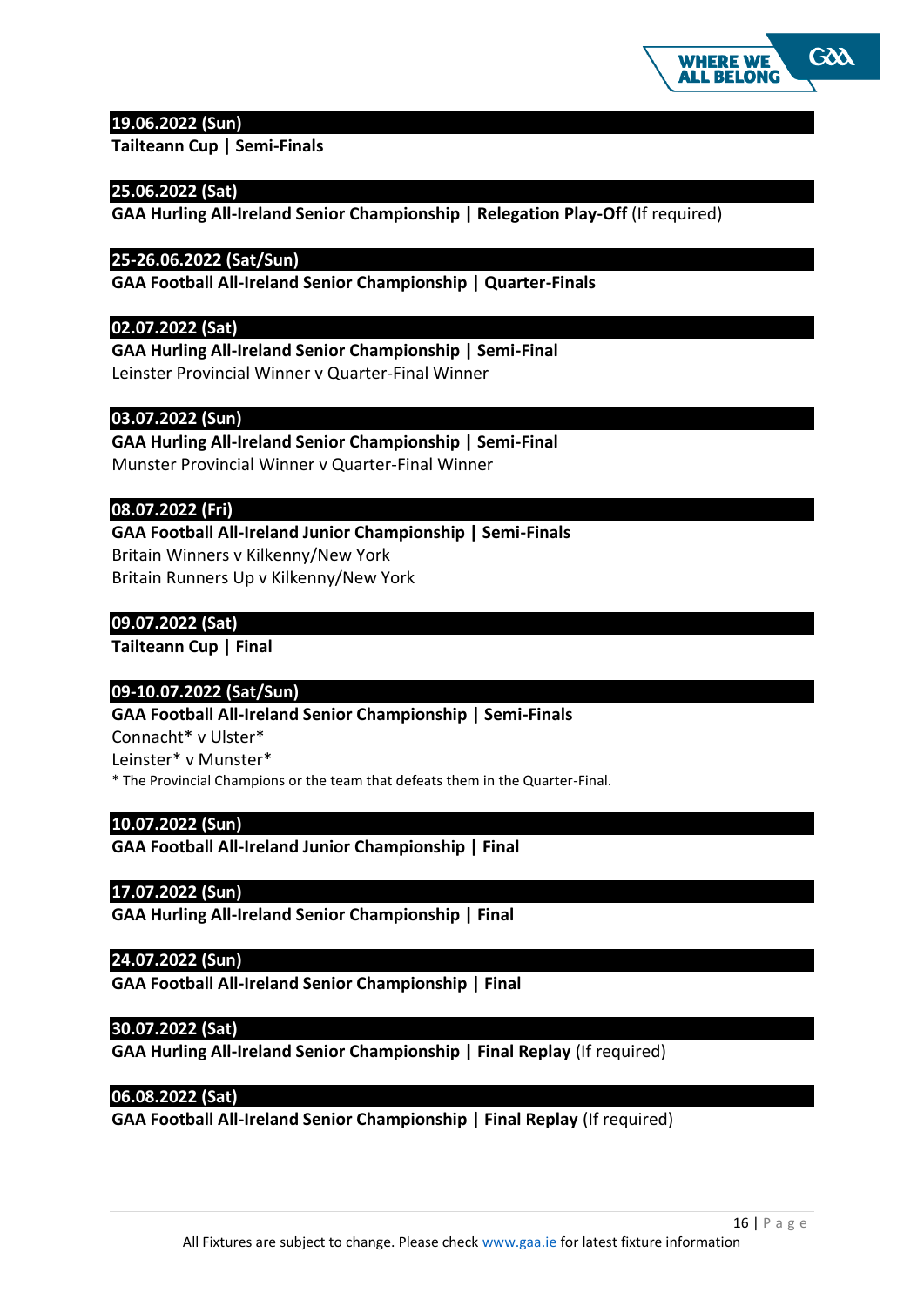**19.06.2022 (Sun)**

**Tailteann Cup | Semi-Finals**

**25.06.2022 (Sat)**

**GAA Hurling All-Ireland Senior Championship | Relegation Play-Off** (If required)

**25-26.06.2022 (Sat/Sun)**

**GAA Football All-Ireland Senior Championship | Quarter-Finals**

**02.07.2022 (Sat)**

**GAA Hurling All-Ireland Senior Championship | Semi-Final**

Leinster Provincial Winner v Quarter-Final Winner

**03.07.2022 (Sun)**

**GAA Hurling All-Ireland Senior Championship | Semi-Final**

Munster Provincial Winner v Quarter-Final Winner

**08.07.2022 (Fri)**

**GAA Football All-Ireland Junior Championship | Semi-Finals**

Britain Winners v Kilkenny/New York

Britain Runners Up v Kilkenny/New York

**09.07.2022 (Sat)**

**Tailteann Cup | Final**

**09-10.07.2022 (Sat/Sun)**

**GAA Football All-Ireland Senior Championship | Semi-Finals**

Connacht* v Ulster*

Leinster* v Munster*

\* The Provincial Champions or the team that defeats them in the Quarter-Final.

**10.07.2022 (Sun)**

**GAA Football All-Ireland Junior Championship | Final**

**17.07.2022 (Sun)**

**GAA Hurling All-Ireland Senior Championship | Final**

**24.07.2022 (Sun)**

**GAA Football All-Ireland Senior Championship | Final**

**30.07.2022 (Sat)**

**GAA Hurling All-Ireland Senior Championship | Final Replay** (If required)

**06.08.2022 (Sat)**

**GAA Football All-Ireland Senior Championship | Final Replay** (If required)